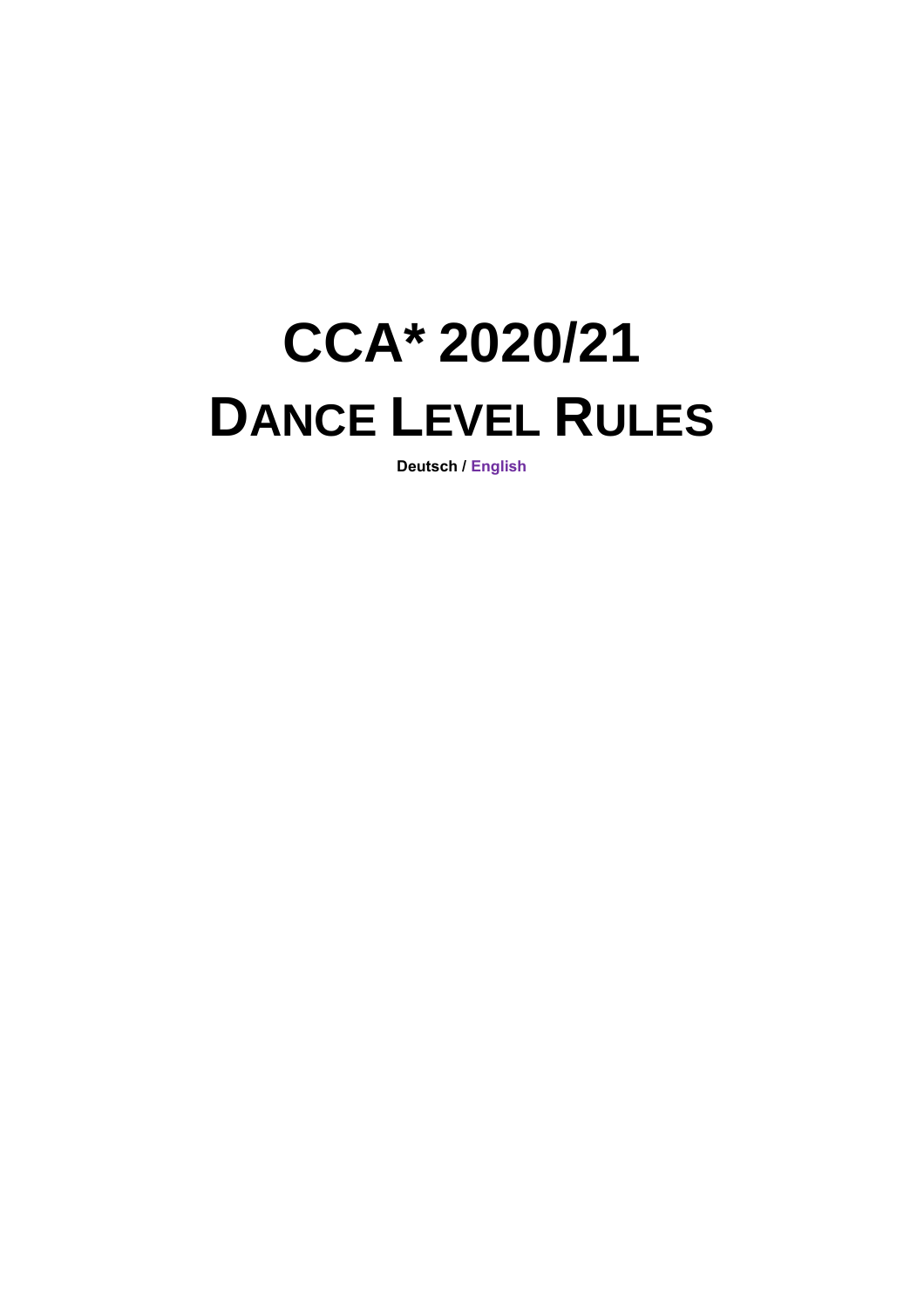# CCA* 2020/21

# DANCE LEVEL RULES

**Deutsch / English**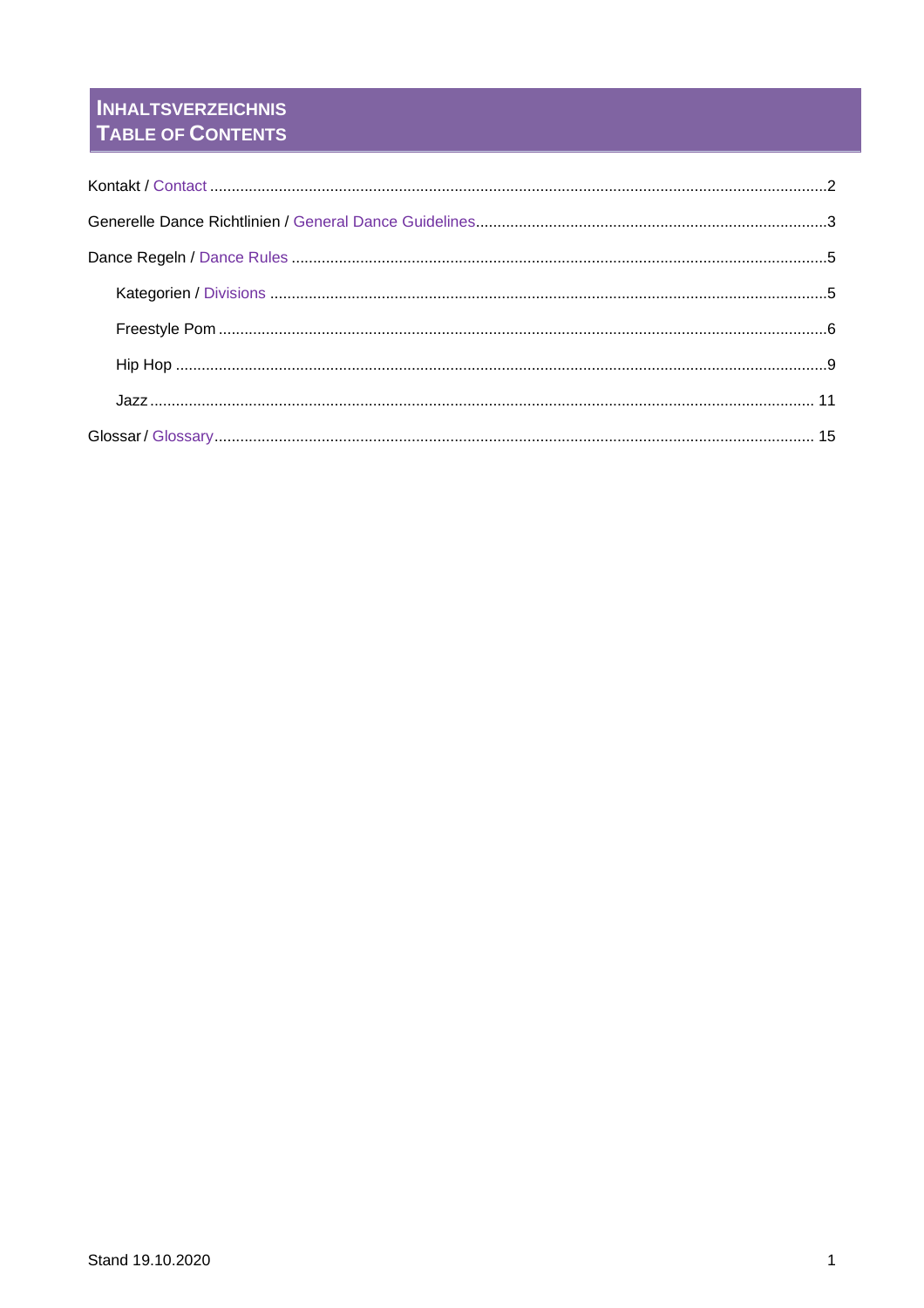# INHALTSVERZEICHNIS
# TABLE OF CONTENTS

Kontakt / Contact ........................................................................................................2

Generelle Dance Richtlinien / General Dance Guidelines...........................................3

Dance Regeln / Dance Rules ......................................................................................5

- Kategorien / Divisions ...........................................................................................5
- Freestyle Pom .......................................................................................................6
- Hip Hop .................................................................................................................9
- Jazz ......................................................................................................................11

Glossar / Glossary ......................................................................................................15

Stand 19.10.2020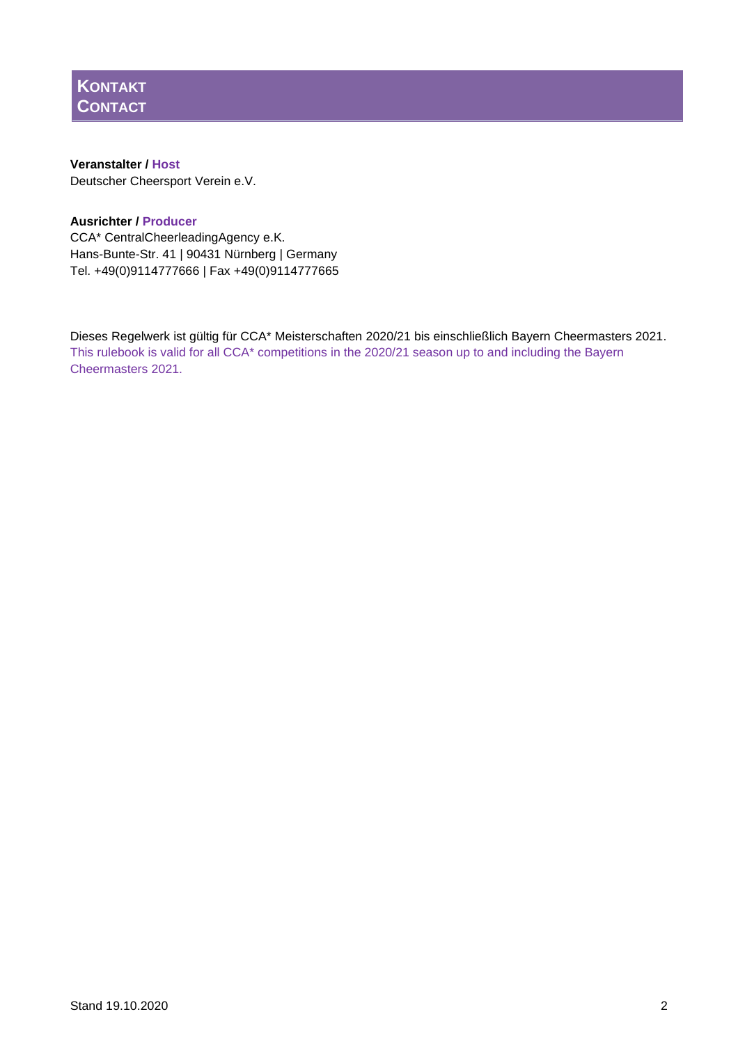# Kontakt
# Contact

**Veranstalter / Host**
Deutscher Cheersport Verein e.V.

**Ausrichter / Producer**
CCA* CentralCheerleadingAgency e.K.
Hans-Bunte-Str. 41 | 90431 Nürnberg | Germany
Tel. +49(0)9114777666 | Fax +49(0)9114777665

Dieses Regelwerk ist gültig für CCA* Meisterschaften 2020/21 bis einschließlich Bayern Cheermasters 2021.
This rulebook is valid for all CCA* competitions in the 2020/21 season up to and including the Bayern Cheermasters 2021.

Stand 19.10.2020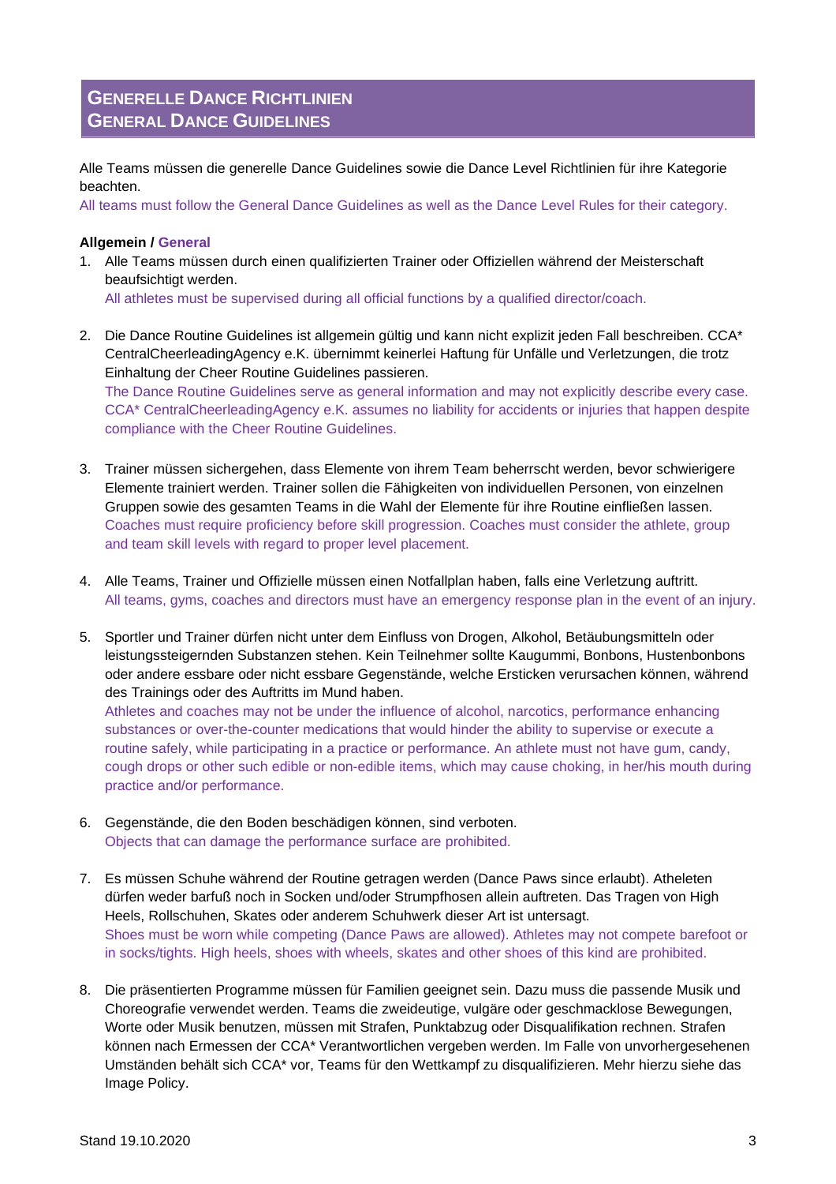## Generelle Dance Richtlinien
## General Dance Guidelines

Alle Teams müssen die generelle Dance Guidelines sowie die Dance Level Richtlinien für ihre Kategorie beachten.
All teams must follow the General Dance Guidelines as well as the Dance Level Rules for their category.

**Allgemein / General**

1. Alle Teams müssen durch einen qualifizierten Trainer oder Offiziellen während der Meisterschaft beaufsichtigt werden.
   All athletes must be supervised during all official functions by a qualified director/coach.

2. Die Dance Routine Guidelines ist allgemein gültig und kann nicht explizit jeden Fall beschreiben. CCA* CentralCheerleadingAgency e.K. übernimmt keinerlei Haftung für Unfälle und Verletzungen, die trotz Einhaltung der Cheer Routine Guidelines passieren.
   The Dance Routine Guidelines serve as general information and may not explicitly describe every case. CCA* CentralCheerleadingAgency e.K. assumes no liability for accidents or injuries that happen despite compliance with the Cheer Routine Guidelines.

3. Trainer müssen sichergehen, dass Elemente von ihrem Team beherrscht werden, bevor schwierigere Elemente trainiert werden. Trainer sollen die Fähigkeiten von individuellen Personen, von einzelnen Gruppen sowie des gesamten Teams in die Wahl der Elemente für ihre Routine einfließen lassen.
   Coaches must require proficiency before skill progression. Coaches must consider the athlete, group and team skill levels with regard to proper level placement.

4. Alle Teams, Trainer und Offizielle müssen einen Notfallplan haben, falls eine Verletzung auftritt.
   All teams, gyms, coaches and directors must have an emergency response plan in the event of an injury.

5. Sportler und Trainer dürfen nicht unter dem Einfluss von Drogen, Alkohol, Betäubungsmitteln oder leistungssteigernden Substanzen stehen. Kein Teilnehmer sollte Kaugummi, Bonbons, Hustenbonbons oder andere essbare oder nicht essbare Gegenstände, welche Ersticken verursachen können, während des Trainings oder des Auftritts im Mund haben.
   Athletes and coaches may not be under the influence of alcohol, narcotics, performance enhancing substances or over-the-counter medications that would hinder the ability to supervise or execute a routine safely, while participating in a practice or performance. An athlete must not have gum, candy, cough drops or other such edible or non-edible items, which may cause choking, in her/his mouth during practice and/or performance.

6. Gegenstände, die den Boden beschädigen können, sind verboten.
   Objects that can damage the performance surface are prohibited.

7. Es müssen Schuhe während der Routine getragen werden (Dance Paws since erlaubt). Atheleten dürfen weder barfuß noch in Socken und/oder Strumpfhosen allein auftreten. Das Tragen von High Heels, Rollschuhen, Skates oder anderem Schuhwerk dieser Art ist untersagt.
   Shoes must be worn while competing (Dance Paws are allowed). Athletes may not compete barefoot or in socks/tights. High heels, shoes with wheels, skates and other shoes of this kind are prohibited.

8. Die präsentierten Programme müssen für Familien geeignet sein. Dazu muss die passende Musik und Choreografie verwendet werden. Teams die zweideutige, vulgäre oder geschmacklose Bewegungen, Worte oder Musik benutzen, müssen mit Strafen, Punktabzug oder Disqualifikation rechnen. Strafen können nach Ermessen der CCA* Verantwortlichen vergeben werden. Im Falle von unvorhergesehenen Umständen behält sich CCA* vor, Teams für den Wettkampf zu disqualifizieren. Mehr hierzu siehe das Image Policy.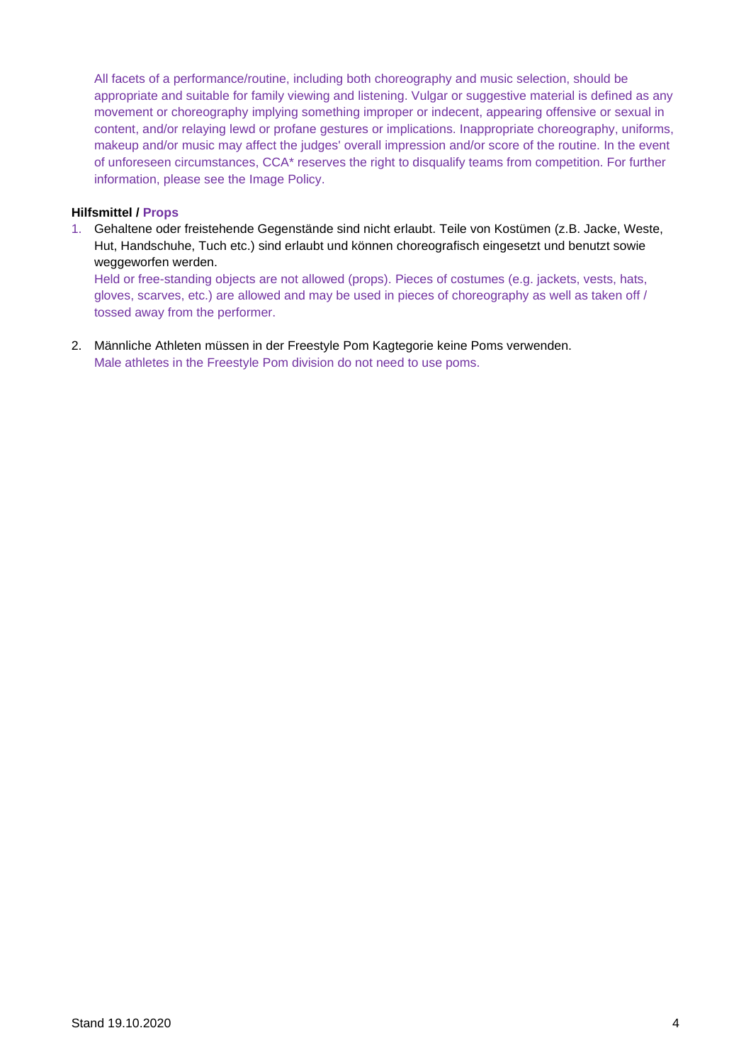All facets of a performance/routine, including both choreography and music selection, should be appropriate and suitable for family viewing and listening. Vulgar or suggestive material is defined as any movement or choreography implying something improper or indecent, appearing offensive or sexual in content, and/or relaying lewd or profane gestures or implications. Inappropriate choreography, uniforms, makeup and/or music may affect the judges' overall impression and/or score of the routine. In the event of unforeseen circumstances, CCA* reserves the right to disqualify teams from competition. For further information, please see the Image Policy.

**Hilfsmittel / Props**

1. Gehaltene oder freistehende Gegenstände sind nicht erlaubt. Teile von Kostümen (z.B. Jacke, Weste, Hut, Handschuhe, Tuch etc.) sind erlaubt und können choreografisch eingesetzt und benutzt sowie weggeworfen werden.
   Held or free-standing objects are not allowed (props). Pieces of costumes (e.g. jackets, vests, hats, gloves, scarves, etc.) are allowed and may be used in pieces of choreography as well as taken off / tossed away from the performer.

2. Männliche Athleten müssen in der Freestyle Pom Kagtegorie keine Poms verwenden.
   Male athletes in the Freestyle Pom division do not need to use poms.

Stand 19.10.2020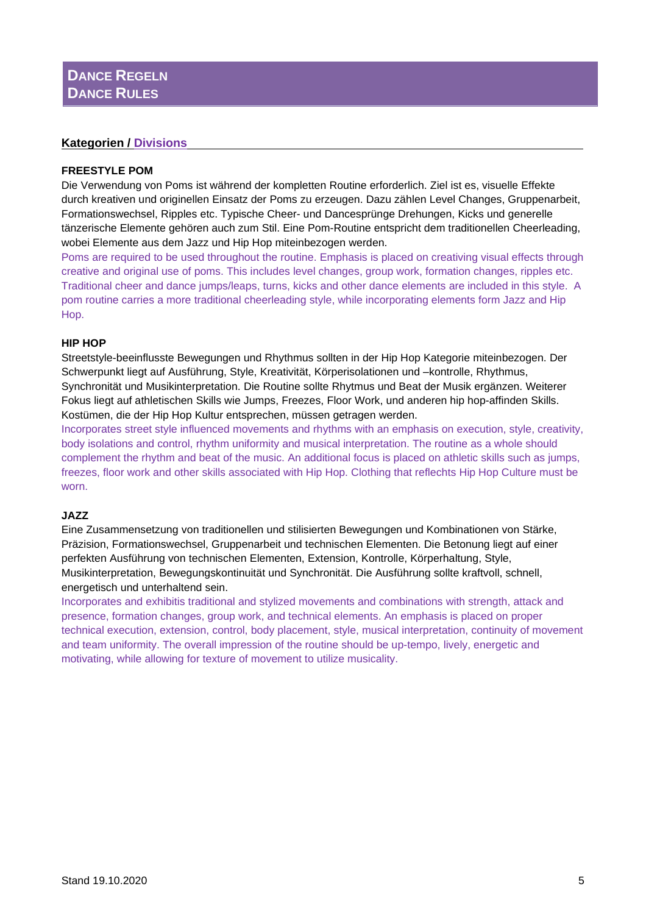# DANCE REGELN
# DANCE RULES

## Kategorien / Divisions

### FREESTYLE POM

Die Verwendung von Poms ist während der kompletten Routine erforderlich. Ziel ist es, visuelle Effekte durch kreativen und originellen Einsatz der Poms zu erzeugen. Dazu zählen Level Changes, Gruppenarbeit, Formationswechsel, Ripples etc. Typische Cheer- und Dancesprünge Drehungen, Kicks und generelle tänzerische Elemente gehören auch zum Stil. Eine Pom-Routine entspricht dem traditionellen Cheerleading, wobei Elemente aus dem Jazz und Hip Hop miteinbezogen werden.

Poms are required to be used throughout the routine. Emphasis is placed on creativing visual effects through creative and original use of poms. This includes level changes, group work, formation changes, ripples etc. Traditional cheer and dance jumps/leaps, turns, kicks and other dance elements are included in this style. A pom routine carries a more traditional cheerleading style, while incorporating elements form Jazz and Hip Hop.

### HIP HOP

Streetstyle-beeinflusste Bewegungen und Rhythmus sollten in der Hip Hop Kategorie miteinbezogen. Der Schwerpunkt liegt auf Ausführung, Style, Kreativität, Körperisolationen und –kontrolle, Rhythmus, Synchronität und Musikinterpretation. Die Routine sollte Rhytmus und Beat der Musik ergänzen. Weiterer Fokus liegt auf athletischen Skills wie Jumps, Freezes, Floor Work, und anderen hip hop-affinden Skills. Kostümen, die der Hip Hop Kultur entsprechen, müssen getragen werden.

Incorporates street style influenced movements and rhythms with an emphasis on execution, style, creativity, body isolations and control, rhythm uniformity and musical interpretation. The routine as a whole should complement the rhythm and beat of the music. An additional focus is placed on athletic skills such as jumps, freezes, floor work and other skills associated with Hip Hop. Clothing that reflechts Hip Hop Culture must be worn.

### JAZZ

Eine Zusammensetzung von traditionellen und stilisierten Bewegungen und Kombinationen von Stärke, Präzision, Formationswechsel, Gruppenarbeit und technischen Elementen. Die Betonung liegt auf einer perfekten Ausführung von technischen Elementen, Extension, Kontrolle, Körperhaltung, Style, Musikinterpretation, Bewegungskontinuität und Synchronität. Die Ausführung sollte kraftvoll, schnell, energetisch und unterhaltend sein.

Incorporates and exhibitis traditional and stylized movements and combinations with strength, attack and presence, formation changes, group work, and technical elements. An emphasis is placed on proper technical execution, extension, control, body placement, style, musical interpretation, continuity of movement and team uniformity. The overall impression of the routine should be up-tempo, lively, energetic and motivating, while allowing for texture of movement to utilize musicality.

Stand 19.10.2020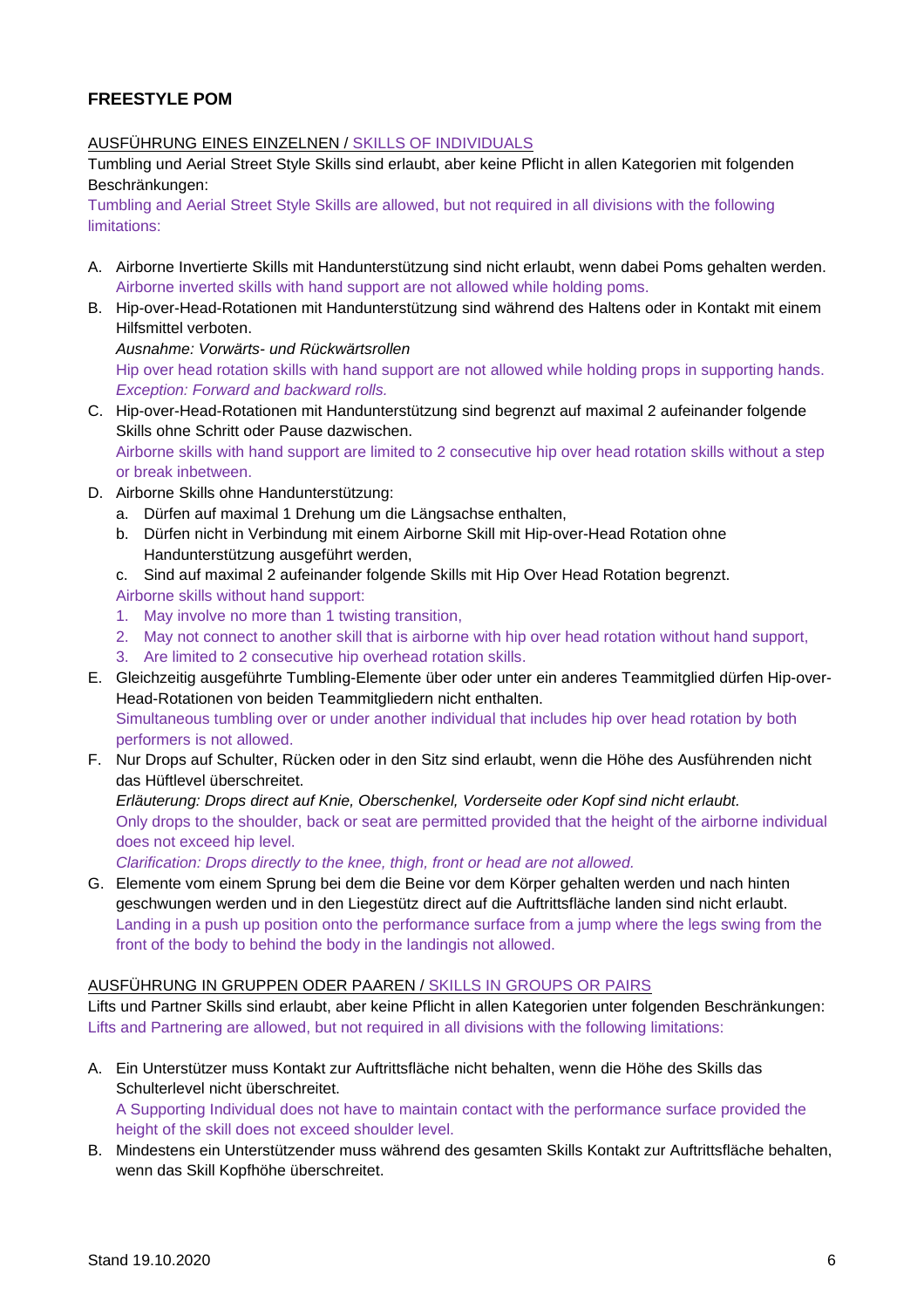## FREESTYLE POM

AUSFÜHRUNG EINES EINZELNEN / SKILLS OF INDIVIDUALS

Tumbling und Aerial Street Style Skills sind erlaubt, aber keine Pflicht in allen Kategorien mit folgenden Beschränkungen:

Tumbling and Aerial Street Style Skills are allowed, but not required in all divisions with the following limitations:

A. Airborne Invertierte Skills mit Handunterstützung sind nicht erlaubt, wenn dabei Poms gehalten werden.
   Airborne inverted skills with hand support are not allowed while holding poms.
B. Hip-over-Head-Rotationen mit Handunterstützung sind während des Haltens oder in Kontakt mit einem Hilfsmittel verboten.
   *Ausnahme: Vorwärts- und Rückwärtsrollen*
   Hip over head rotation skills with hand support are not allowed while holding props in supporting hands.
   *Exception: Forward and backward rolls.*
C. Hip-over-Head-Rotationen mit Handunterstützung sind begrenzt auf maximal 2 aufeinander folgende Skills ohne Schritt oder Pause dazwischen.
   Airborne skills with hand support are limited to 2 consecutive hip over head rotation skills without a step or break inbetween.
D. Airborne Skills ohne Handunterstützung:
   a. Dürfen auf maximal 1 Drehung um die Längsachse enthalten,
   b. Dürfen nicht in Verbindung mit einem Airborne Skill mit Hip-over-Head Rotation ohne Handunterstützung ausgeführt werden,
   c. Sind auf maximal 2 aufeinander folgende Skills mit Hip Over Head Rotation begrenzt.

   Airborne skills without hand support:
   1. May involve no more than 1 twisting transition,
   2. May not connect to another skill that is airborne with hip over head rotation without hand support,
   3. Are limited to 2 consecutive hip overhead rotation skills.
E. Gleichzeitig ausgeführte Tumbling-Elemente über oder unter ein anderes Teammitglied dürfen Hip-over-Head-Rotationen von beiden Teammitgliedern nicht enthalten.
   Simultaneous tumbling over or under another individual that includes hip over head rotation by both performers is not allowed.
F. Nur Drops auf Schulter, Rücken oder in den Sitz sind erlaubt, wenn die Höhe des Ausführenden nicht das Hüftlevel überschreitet.
   *Erläuterung: Drops direct auf Knie, Oberschenkel, Vorderseite oder Kopf sind nicht erlaubt.*
   Only drops to the shoulder, back or seat are permitted provided that the height of the airborne individual does not exceed hip level.
   *Clarification: Drops directly to the knee, thigh, front or head are not allowed.*
G. Elemente vom einem Sprung bei dem die Beine vor dem Körper gehalten werden und nach hinten geschwungen werden und in den Liegestütz direct auf die Auftrittsfläche landen sind nicht erlaubt.
   Landing in a push up position onto the performance surface from a jump where the legs swing from the front of the body to behind the body in the landingis not allowed.

AUSFÜHRUNG IN GRUPPEN ODER PAAREN / SKILLS IN GROUPS OR PAIRS

Lifts und Partner Skills sind erlaubt, aber keine Pflicht in allen Kategorien unter folgenden Beschränkungen:

Lifts and Partnering are allowed, but not required in all divisions with the following limitations:

A. Ein Unterstützer muss Kontakt zur Auftrittsfläche nicht behalten, wenn die Höhe des Skills das Schulterlevel nicht überschreitet.
   A Supporting Individual does not have to maintain contact with the performance surface provided the height of the skill does not exceed shoulder level.
B. Mindestens ein Unterstützender muss während des gesamten Skills Kontakt zur Auftrittsfläche behalten, wenn das Skill Kopfhöhe überschreitet.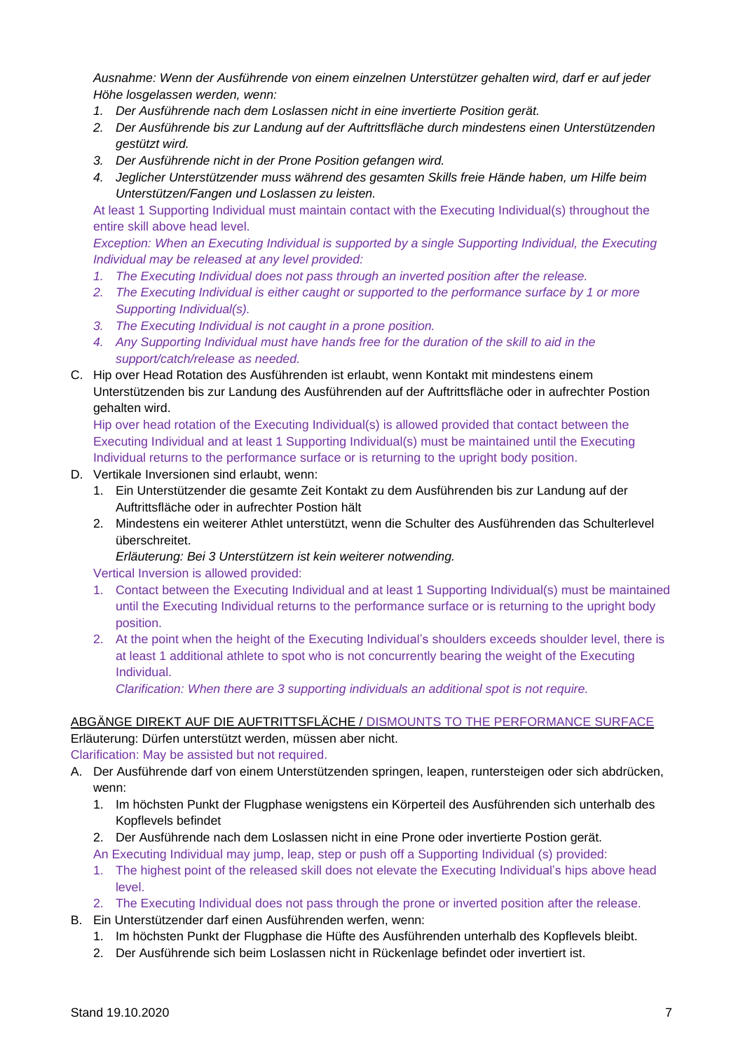*Ausnahme: Wenn der Ausführende von einem einzelnen Unterstützer gehalten wird, darf er auf jeder Höhe losgelassen werden, wenn:*

1. *Der Ausführende nach dem Loslassen nicht in eine invertierte Position gerät.*
2. *Der Ausführende bis zur Landung auf der Auftrittsfläche durch mindestens einen Unterstützenden gestützt wird.*
3. *Der Ausführende nicht in der Prone Position gefangen wird.*
4. *Jeglicher Unterstützender muss während des gesamten Skills freie Hände haben, um Hilfe beim Unterstützen/Fangen und Loslassen zu leisten.*

At least 1 Supporting Individual must maintain contact with the Executing Individual(s) throughout the entire skill above head level.

*Exception: When an Executing Individual is supported by a single Supporting Individual, the Executing Individual may be released at any level provided:*

1. *The Executing Individual does not pass through an inverted position after the release.*
2. *The Executing Individual is either caught or supported to the performance surface by 1 or more Supporting Individual(s).*
3. *The Executing Individual is not caught in a prone position.*
4. *Any Supporting Individual must have hands free for the duration of the skill to aid in the support/catch/release as needed.*

C. Hip over Head Rotation des Ausführenden ist erlaubt, wenn Kontakt mit mindestens einem Unterstützenden bis zur Landung des Ausführenden auf der Auftrittsfläche oder in aufrechter Postion gehalten wird.

Hip over head rotation of the Executing Individual(s) is allowed provided that contact between the Executing Individual and at least 1 Supporting Individual(s) must be maintained until the Executing Individual returns to the performance surface or is returning to the upright body position.

D. Vertikale Inversionen sind erlaubt, wenn:

1. Ein Unterstützender die gesamte Zeit Kontakt zu dem Ausführenden bis zur Landung auf der Auftrittsfläche oder in aufrechter Postion hält
2. Mindestens ein weiterer Athlet unterstützt, wenn die Schulter des Ausführenden das Schulterlevel überschreitet.

   *Erläuterung: Bei 3 Unterstützern ist kein weiterer notwending.*

Vertical Inversion is allowed provided:

1. Contact between the Executing Individual and at least 1 Supporting Individual(s) must be maintained until the Executing Individual returns to the performance surface or is returning to the upright body position.
2. At the point when the height of the Executing Individual's shoulders exceeds shoulder level, there is at least 1 additional athlete to spot who is not concurrently bearing the weight of the Executing Individual.

   *Clarification: When there are 3 supporting individuals an additional spot is not require.*

## ABGÄNGE DIREKT AUF DIE AUFTRITTSFLÄCHE / DISMOUNTS TO THE PERFORMANCE SURFACE

Erläuterung: Dürfen unterstützt werden, müssen aber nicht.

Clarification: May be assisted but not required.

A. Der Ausführende darf von einem Unterstützenden springen, leapen, runtersteigen oder sich abdrücken, wenn:

1. Im höchsten Punkt der Flugphase wenigstens ein Körperteil des Ausführenden sich unterhalb des Kopflevels befindet
2. Der Ausführende nach dem Loslassen nicht in eine Prone oder invertierte Postion gerät.

An Executing Individual may jump, leap, step or push off a Supporting Individual (s) provided:

1. The highest point of the released skill does not elevate the Executing Individual's hips above head level.
2. The Executing Individual does not pass through the prone or inverted position after the release.

B. Ein Unterstützender darf einen Ausführenden werfen, wenn:

1. Im höchsten Punkt der Flugphase die Hüfte des Ausführenden unterhalb des Kopflevels bleibt.
2. Der Ausführende sich beim Loslassen nicht in Rückenlage befindet oder invertiert ist.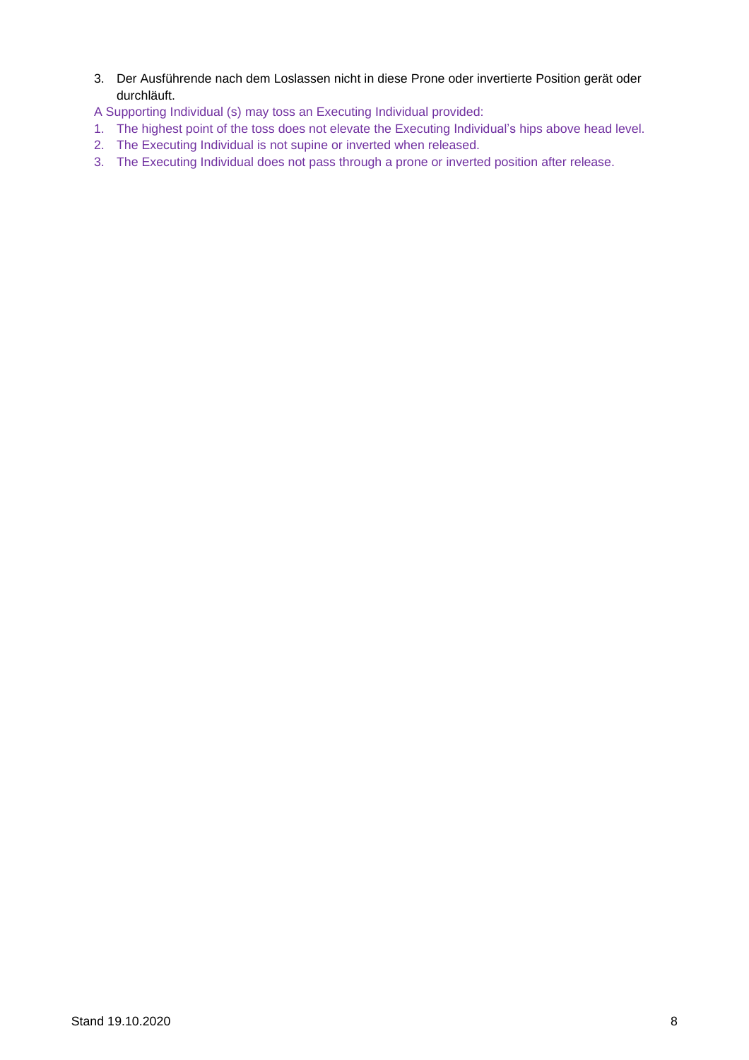3. Der Ausführende nach dem Loslassen nicht in diese Prone oder invertierte Position gerät oder durchläuft.

A Supporting Individual (s) may toss an Executing Individual provided:

1. The highest point of the toss does not elevate the Executing Individual's hips above head level.
2. The Executing Individual is not supine or inverted when released.
3. The Executing Individual does not pass through a prone or inverted position after release.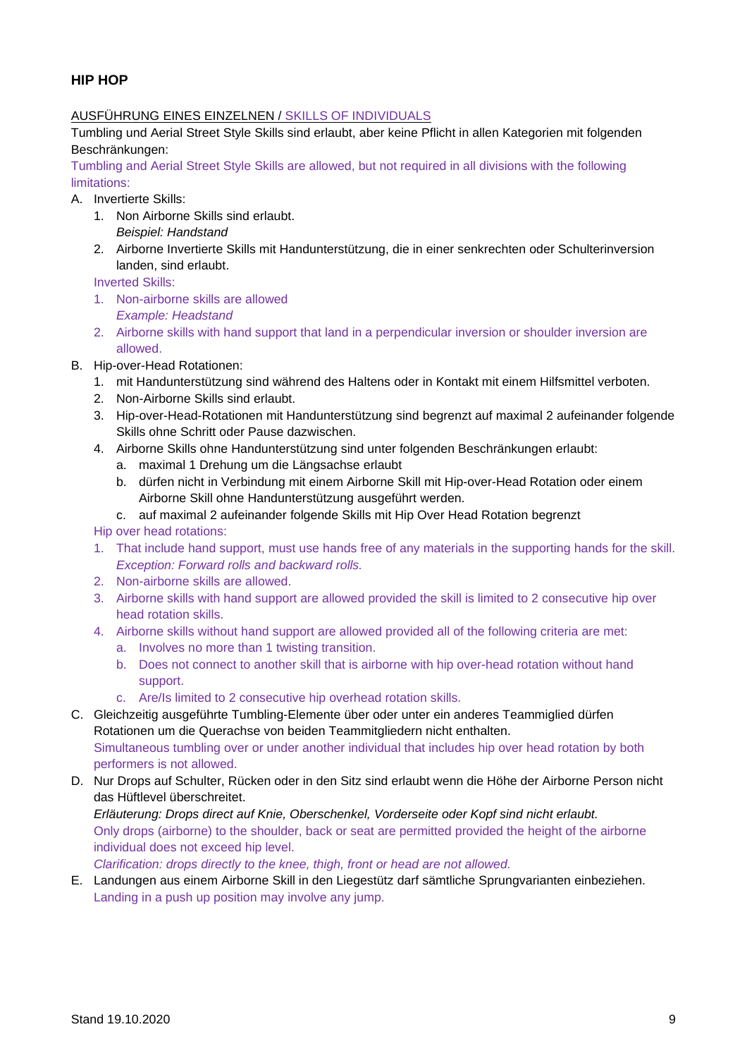**HIP HOP**

AUSFÜHRUNG EINES EINZELNEN / SKILLS OF INDIVIDUALS

Tumbling und Aerial Street Style Skills sind erlaubt, aber keine Pflicht in allen Kategorien mit folgenden Beschränkungen:

Tumbling and Aerial Street Style Skills are allowed, but not required in all divisions with the following limitations:

A. Invertierte Skills:
   1. Non Airborne Skills sind erlaubt.
      *Beispiel: Handstand*
   2. Airborne Invertierte Skills mit Handunterstützung, die in einer senkrechten oder Schulterinversion landen, sind erlaubt.

   Inverted Skills:
   1. Non-airborne skills are allowed
      *Example: Headstand*
   2. Airborne skills with hand support that land in a perpendicular inversion or shoulder inversion are allowed.

B. Hip-over-Head Rotationen:
   1. mit Handunterstützung sind während des Haltens oder in Kontakt mit einem Hilfsmittel verboten.
   2. Non-Airborne Skills sind erlaubt.
   3. Hip-over-Head-Rotationen mit Handunterstützung sind begrenzt auf maximal 2 aufeinander folgende Skills ohne Schritt oder Pause dazwischen.
   4. Airborne Skills ohne Handunterstützung sind unter folgenden Beschränkungen erlaubt:
      a. maximal 1 Drehung um die Längsachse erlaubt
      b. dürfen nicht in Verbindung mit einem Airborne Skill mit Hip-over-Head Rotation oder einem Airborne Skill ohne Handunterstützung ausgeführt werden.
      c. auf maximal 2 aufeinander folgende Skills mit Hip Over Head Rotation begrenzt

   Hip over head rotations:
   1. That include hand support, must use hands free of any materials in the supporting hands for the skill.
      *Exception: Forward rolls and backward rolls.*
   2. Non-airborne skills are allowed.
   3. Airborne skills with hand support are allowed provided the skill is limited to 2 consecutive hip over head rotation skills.
   4. Airborne skills without hand support are allowed provided all of the following criteria are met:
      a. Involves no more than 1 twisting transition.
      b. Does not connect to another skill that is airborne with hip over-head rotation without hand support.
      c. Are/Is limited to 2 consecutive hip overhead rotation skills.

C. Gleichzeitig ausgeführte Tumbling-Elemente über oder unter ein anderes Teammitglied dürfen Rotationen um die Querachse von beiden Teammitgliedern nicht enthalten.
   Simultaneous tumbling over or under another individual that includes hip over head rotation by both performers is not allowed.

D. Nur Drops auf Schulter, Rücken oder in den Sitz sind erlaubt wenn die Höhe der Airborne Person nicht das Hüftlevel überschreitet.
   *Erläuterung: Drops direct auf Knie, Oberschenkel, Vorderseite oder Kopf sind nicht erlaubt.*
   Only drops (airborne) to the shoulder, back or seat are permitted provided the height of the airborne individual does not exceed hip level.
   *Clarification: drops directly to the knee, thigh, front or head are not allowed.*

E. Landungen aus einem Airborne Skill in den Liegestütz darf sämtliche Sprungvarianten einbeziehen.
   Landing in a push up position may involve any jump.

Stand 19.10.2020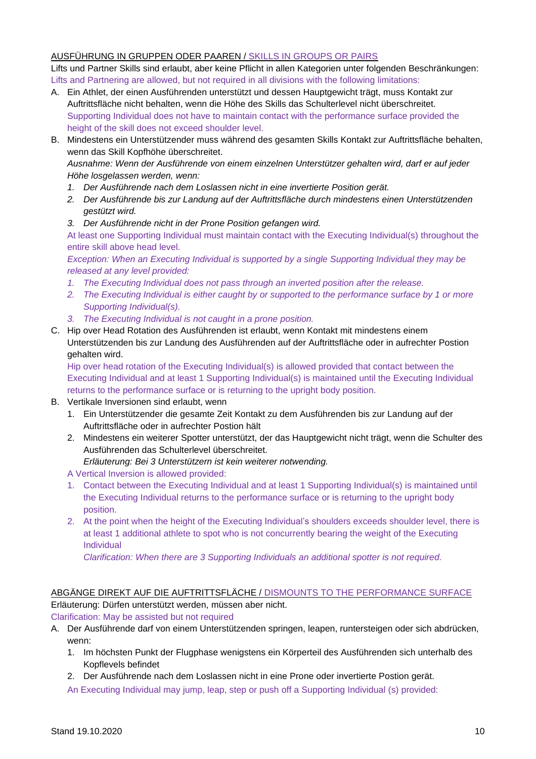AUSFÜHRUNG IN GRUPPEN ODER PAAREN / SKILLS IN GROUPS OR PAIRS

Lifts und Partner Skills sind erlaubt, aber keine Pflicht in allen Kategorien unter folgenden Beschränkungen:
Lifts and Partnering are allowed, but not required in all divisions with the following limitations:

A. Ein Athlet, der einen Ausführenden unterstützt und dessen Hauptgewicht trägt, muss Kontakt zur Auftrittsfläche nicht behalten, wenn die Höhe des Skills das Schulterlevel nicht überschreitet.
   Supporting Individual does not have to maintain contact with the performance surface provided the height of the skill does not exceed shoulder level.
B. Mindestens ein Unterstützender muss während des gesamten Skills Kontakt zur Auftrittsfläche behalten, wenn das Skill Kopfhöhe überschreitet.
   *Ausnahme: Wenn der Ausführende von einem einzelnen Unterstützer gehalten wird, darf er auf jeder Höhe losgelassen werden, wenn:*
   1. *Der Ausführende nach dem Loslassen nicht in eine invertierte Position gerät.*
   2. *Der Ausführende bis zur Landung auf der Auftrittsfläche durch mindestens einen Unterstützenden gestützt wird.*
   3. *Der Ausführende nicht in der Prone Position gefangen wird.*

   At least one Supporting Individual must maintain contact with the Executing Individual(s) throughout the entire skill above head level.
   *Exception: When an Executing Individual is supported by a single Supporting Individual they may be released at any level provided:*
   1. *The Executing Individual does not pass through an inverted position after the release.*
   2. *The Executing Individual is either caught by or supported to the performance surface by 1 or more Supporting Individual(s).*
   3. *The Executing Individual is not caught in a prone position.*
C. Hip over Head Rotation des Ausführenden ist erlaubt, wenn Kontakt mit mindestens einem Unterstützenden bis zur Landung des Ausführenden auf der Auftrittsfläche oder in aufrechter Postion gehalten wird.
   Hip over head rotation of the Executing Individual(s) is allowed provided that contact between the Executing Individual and at least 1 Supporting Individual(s) is maintained until the Executing Individual returns to the performance surface or is returning to the upright body position.
B. Vertikale Inversionen sind erlaubt, wenn
   1. Ein Unterstützender die gesamte Zeit Kontakt zu dem Ausführenden bis zur Landung auf der Auftrittsfläche oder in aufrechter Postion hält
   2. Mindestens ein weiterer Spotter unterstützt, der das Hauptgewicht nicht trägt, wenn die Schulter des Ausführenden das Schulterlevel überschreitet.
      *Erläuterung: Bei 3 Unterstützern ist kein weiterer notwendig.*

   A Vertical Inversion is allowed provided:
   1. Contact between the Executing Individual and at least 1 Supporting Individual(s) is maintained until the Executing Individual returns to the performance surface or is returning to the upright body position.
   2. At the point when the height of the Executing Individual's shoulders exceeds shoulder level, there is at least 1 additional athlete to spot who is not concurrently bearing the weight of the Executing Individual
      *Clarification: When there are 3 Supporting Individuals an additional spotter is not required.*

ABGÄNGE DIREKT AUF DIE AUFTRITTSFLÄCHE / DISMOUNTS TO THE PERFORMANCE SURFACE

Erläuterung: Dürfen unterstützt werden, müssen aber nicht.
Clarification: May be assisted but not required

A. Der Ausführende darf von einem Unterstützenden springen, leapen, runtersteigen oder sich abdrücken, wenn:
   1. Im höchsten Punkt der Flugphase wenigstens ein Körperteil des Ausführenden sich unterhalb des Kopflevels befindet
   2. Der Ausführende nach dem Loslassen nicht in eine Prone oder invertierte Postion gerät.

   An Executing Individual may jump, leap, step or push off a Supporting Individual (s) provided: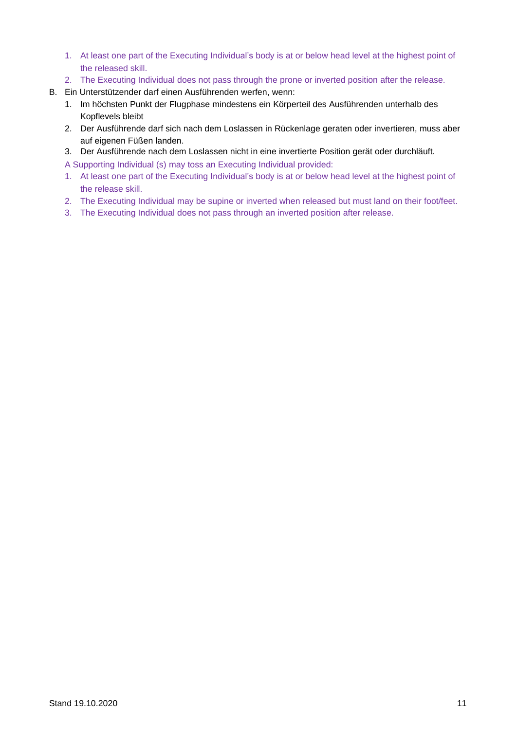1. At least one part of the Executing Individual's body is at or below head level at the highest point of the released skill.
2. The Executing Individual does not pass through the prone or inverted position after the release.

B. Ein Unterstützender darf einen Ausführenden werfen, wenn:
   1. Im höchsten Punkt der Flugphase mindestens ein Körperteil des Ausführenden unterhalb des Kopflevels bleibt
   2. Der Ausführende darf sich nach dem Loslassen in Rückenlage geraten oder invertieren, muss aber auf eigenen Füßen landen.
   3. Der Ausführende nach dem Loslassen nicht in eine invertierte Position gerät oder durchläuft.

   A Supporting Individual (s) may toss an Executing Individual provided:
   1. At least one part of the Executing Individual's body is at or below head level at the highest point of the release skill.
   2. The Executing Individual may be supine or inverted when released but must land on their foot/feet.
   3. The Executing Individual does not pass through an inverted position after release.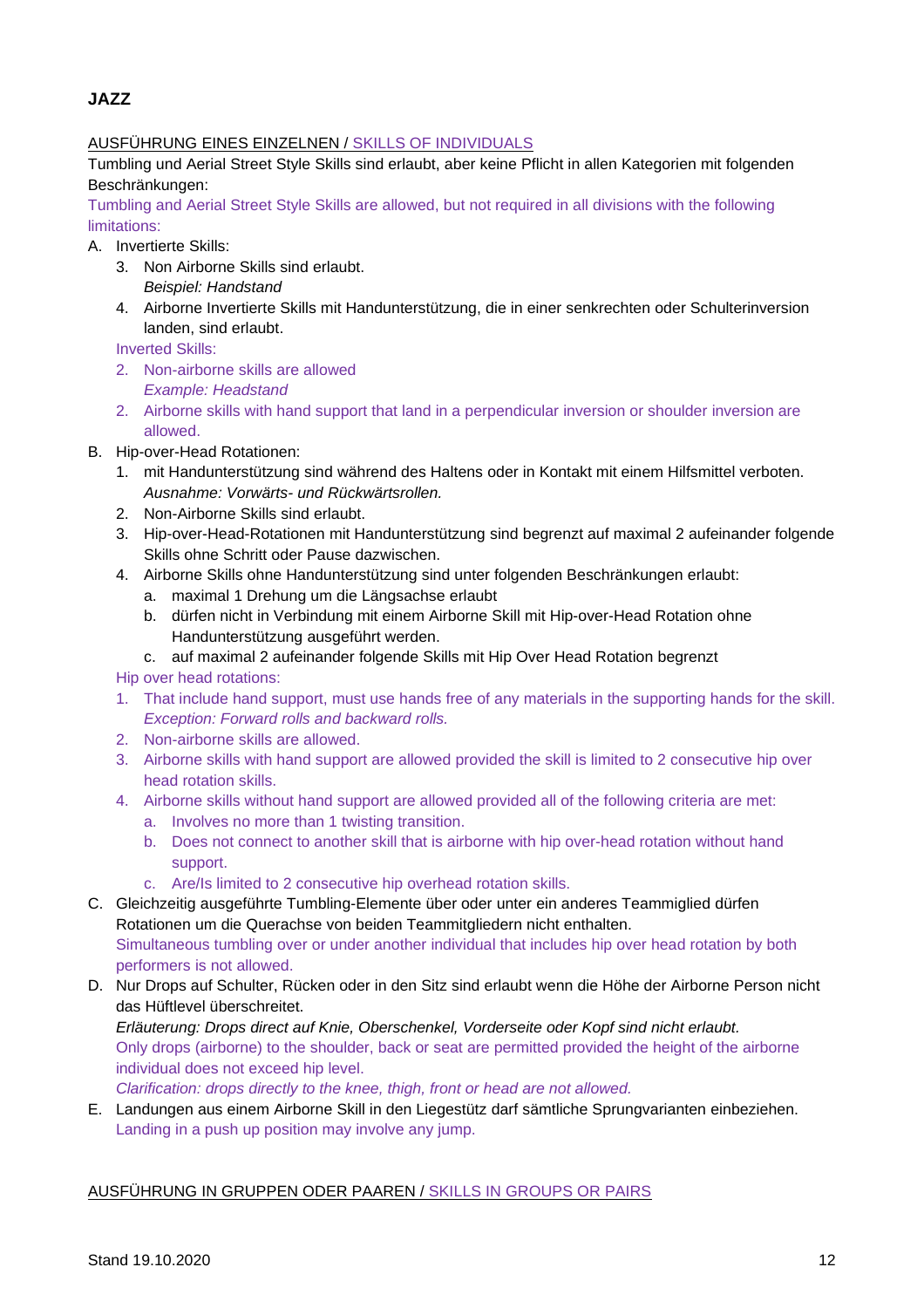## JAZZ

<u>AUSFÜHRUNG EINES EINZELNEN / SKILLS OF INDIVIDUALS</u>

Tumbling und Aerial Street Style Skills sind erlaubt, aber keine Pflicht in allen Kategorien mit folgenden Beschränkungen:

Tumbling and Aerial Street Style Skills are allowed, but not required in all divisions with the following limitations:

A. Invertierte Skills:
   3. Non Airborne Skills sind erlaubt.
      *Beispiel: Handstand*
   4. Airborne Invertierte Skills mit Handunterstützung, die in einer senkrechten oder Schulterinversion landen, sind erlaubt.

   Inverted Skills:
   2. Non-airborne skills are allowed
      *Example: Headstand*
   2. Airborne skills with hand support that land in a perpendicular inversion or shoulder inversion are allowed.

B. Hip-over-Head Rotationen:
   1. mit Handunterstützung sind während des Haltens oder in Kontakt mit einem Hilfsmittel verboten.
      *Ausnahme: Vorwärts- und Rückwärtsrollen.*
   2. Non-Airborne Skills sind erlaubt.
   3. Hip-over-Head-Rotationen mit Handunterstützung sind begrenzt auf maximal 2 aufeinander folgende Skills ohne Schritt oder Pause dazwischen.
   4. Airborne Skills ohne Handunterstützung sind unter folgenden Beschränkungen erlaubt:
      a. maximal 1 Drehung um die Längsachse erlaubt
      b. dürfen nicht in Verbindung mit einem Airborne Skill mit Hip-over-Head Rotation ohne Handunterstützung ausgeführt werden.
      c. auf maximal 2 aufeinander folgende Skills mit Hip Over Head Rotation begrenzt

   Hip over head rotations:
   1. That include hand support, must use hands free of any materials in the supporting hands for the skill.
      *Exception: Forward rolls and backward rolls.*
   2. Non-airborne skills are allowed.
   3. Airborne skills with hand support are allowed provided the skill is limited to 2 consecutive hip over head rotation skills.
   4. Airborne skills without hand support are allowed provided all of the following criteria are met:
      a. Involves no more than 1 twisting transition.
      b. Does not connect to another skill that is airborne with hip over-head rotation without hand support.
      c. Are/Is limited to 2 consecutive hip overhead rotation skills.

C. Gleichzeitig ausgeführte Tumbling-Elemente über oder unter ein anderes Teammitglied dürfen Rotationen um die Querachse von beiden Teammitgliedern nicht enthalten.
   Simultaneous tumbling over or under another individual that includes hip over head rotation by both performers is not allowed.

D. Nur Drops auf Schulter, Rücken oder in den Sitz sind erlaubt wenn die Höhe der Airborne Person nicht das Hüftlevel überschreitet.
   *Erläuterung: Drops direct auf Knie, Oberschenkel, Vorderseite oder Kopf sind nicht erlaubt.*
   Only drops (airborne) to the shoulder, back or seat are permitted provided the height of the airborne individual does not exceed hip level.
   *Clarification: drops directly to the knee, thigh, front or head are not allowed.*

E. Landungen aus einem Airborne Skill in den Liegestütz darf sämtliche Sprungvarianten einbeziehen.
   Landing in a push up position may involve any jump.

<u>AUSFÜHRUNG IN GRUPPEN ODER PAAREN / SKILLS IN GROUPS OR PAIRS</u>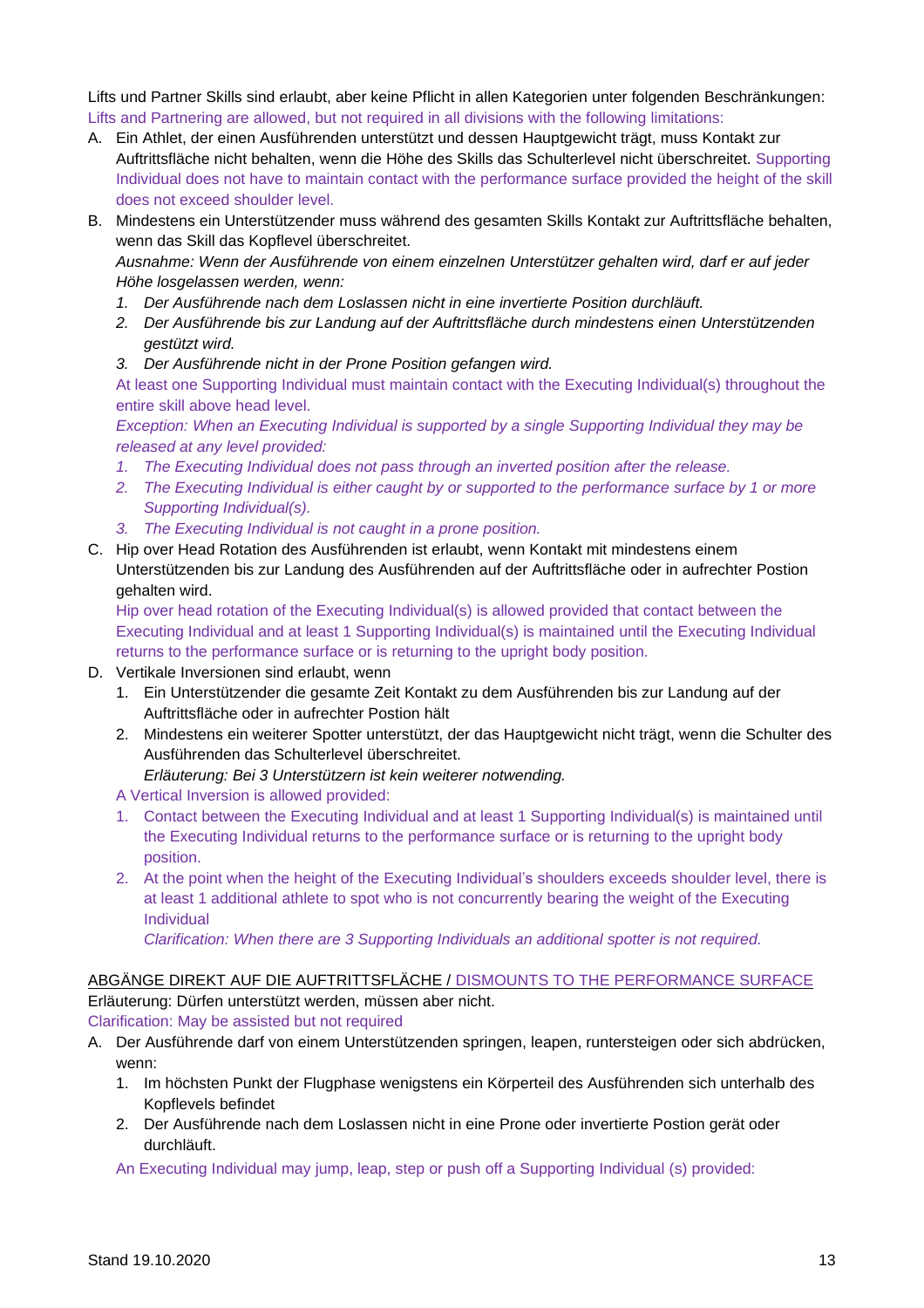Lifts und Partner Skills sind erlaubt, aber keine Pflicht in allen Kategorien unter folgenden Beschränkungen:
Lifts and Partnering are allowed, but not required in all divisions with the following limitations:

A. Ein Athlet, der einen Ausführenden unterstützt und dessen Hauptgewicht trägt, muss Kontakt zur Auftrittsfläche nicht behalten, wenn die Höhe des Skills das Schulterlevel nicht überschreitet. Supporting Individual does not have to maintain contact with the performance surface provided the height of the skill does not exceed shoulder level.
B. Mindestens ein Unterstützender muss während des gesamten Skills Kontakt zur Auftrittsfläche behalten, wenn das Skill das Kopflevel überschreitet.
   *Ausnahme: Wenn der Ausführende von einem einzelnen Unterstützer gehalten wird, darf er auf jeder Höhe losgelassen werden, wenn:*
   1. *Der Ausführende nach dem Loslassen nicht in eine invertierte Position durchläuft.*
   2. *Der Ausführende bis zur Landung auf der Auftrittsfläche durch mindestens einen Unterstützenden gestützt wird.*
   3. *Der Ausführende nicht in der Prone Position gefangen wird.*

   At least one Supporting Individual must maintain contact with the Executing Individual(s) throughout the entire skill above head level.
   *Exception: When an Executing Individual is supported by a single Supporting Individual they may be released at any level provided:*
   1. *The Executing Individual does not pass through an inverted position after the release.*
   2. *The Executing Individual is either caught by or supported to the performance surface by 1 or more Supporting Individual(s).*
   3. *The Executing Individual is not caught in a prone position.*
C. Hip over Head Rotation des Ausführenden ist erlaubt, wenn Kontakt mit mindestens einem Unterstützenden bis zur Landung des Ausführenden auf der Auftrittsfläche oder in aufrechter Postion gehalten wird.
   Hip over head rotation of the Executing Individual(s) is allowed provided that contact between the Executing Individual and at least 1 Supporting Individual(s) is maintained until the Executing Individual returns to the performance surface or is returning to the upright body position.
D. Vertikale Inversionen sind erlaubt, wenn
   1. Ein Unterstützender die gesamte Zeit Kontakt zu dem Ausführenden bis zur Landung auf der Auftrittsfläche oder in aufrechter Postion hält
   2. Mindestens ein weiterer Spotter unterstützt, der das Hauptgewicht nicht trägt, wenn die Schulter des Ausführenden das Schulterlevel überschreitet.
      *Erläuterung: Bei 3 Unterstützern ist kein weiterer notwendig.*

   A Vertical Inversion is allowed provided:
   1. Contact between the Executing Individual and at least 1 Supporting Individual(s) is maintained until the Executing Individual returns to the performance surface or is returning to the upright body position.
   2. At the point when the height of the Executing Individual's shoulders exceeds shoulder level, there is at least 1 additional athlete to spot who is not concurrently bearing the weight of the Executing Individual
      *Clarification: When there are 3 Supporting Individuals an additional spotter is not required.*

<u>ABGÄNGE DIREKT AUF DIE AUFTRITTSFLÄCHE / DISMOUNTS TO THE PERFORMANCE SURFACE</u>

Erläuterung: Dürfen unterstützt werden, müssen aber nicht.
Clarification: May be assisted but not required

A. Der Ausführende darf von einem Unterstützenden springen, leapen, runtersteigen oder sich abdrücken, wenn:
   1. Im höchsten Punkt der Flugphase wenigstens ein Körperteil des Ausführenden sich unterhalb des Kopflevels befindet
   2. Der Ausführende nach dem Loslassen nicht in eine Prone oder invertierte Postion gerät oder durchläuft.

   An Executing Individual may jump, leap, step or push off a Supporting Individual (s) provided: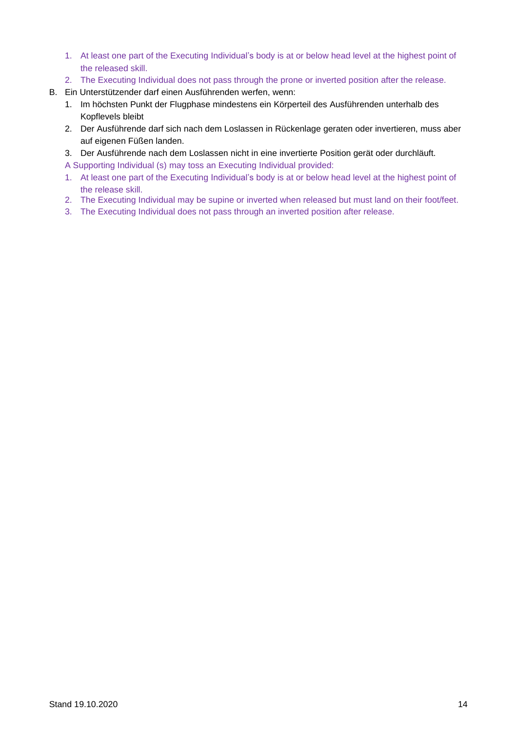1. At least one part of the Executing Individual's body is at or below head level at the highest point of the released skill.
2. The Executing Individual does not pass through the prone or inverted position after the release.

B. Ein Unterstützender darf einen Ausführenden werfen, wenn:
   1. Im höchsten Punkt der Flugphase mindestens ein Körperteil des Ausführenden unterhalb des Kopflevels bleibt
   2. Der Ausführende darf sich nach dem Loslassen in Rückenlage geraten oder invertieren, muss aber auf eigenen Füßen landen.
   3. Der Ausführende nach dem Loslassen nicht in eine invertierte Position gerät oder durchläuft.

   A Supporting Individual (s) may toss an Executing Individual provided:
   1. At least one part of the Executing Individual's body is at or below head level at the highest point of the release skill.
   2. The Executing Individual may be supine or inverted when released but must land on their foot/feet.
   3. The Executing Individual does not pass through an inverted position after release.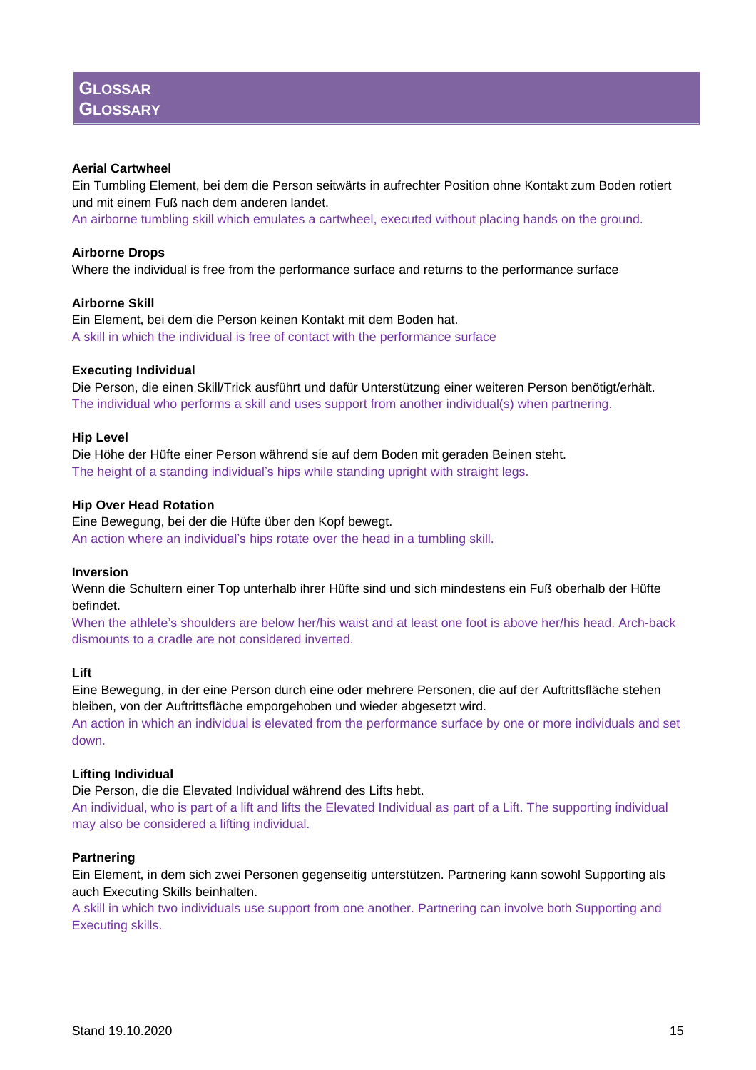# GLOSSAR
# GLOSSARY

**Aerial Cartwheel**
Ein Tumbling Element, bei dem die Person seitwärts in aufrechter Position ohne Kontakt zum Boden rotiert und mit einem Fuß nach dem anderen landet.
An airborne tumbling skill which emulates a cartwheel, executed without placing hands on the ground.

**Airborne Drops**
Where the individual is free from the performance surface and returns to the performance surface

**Airborne Skill**
Ein Element, bei dem die Person keinen Kontakt mit dem Boden hat.
A skill in which the individual is free of contact with the performance surface

**Executing Individual**
Die Person, die einen Skill/Trick ausführt und dafür Unterstützung einer weiteren Person benötigt/erhält.
The individual who performs a skill and uses support from another individual(s) when partnering.

**Hip Level**
Die Höhe der Hüfte einer Person während sie auf dem Boden mit geraden Beinen steht.
The height of a standing individual's hips while standing upright with straight legs.

**Hip Over Head Rotation**
Eine Bewegung, bei der die Hüfte über den Kopf bewegt.
An action where an individual's hips rotate over the head in a tumbling skill.

**Inversion**
Wenn die Schultern einer Top unterhalb ihrer Hüfte sind und sich mindestens ein Fuß oberhalb der Hüfte befindet.
When the athlete's shoulders are below her/his waist and at least one foot is above her/his head. Arch-back dismounts to a cradle are not considered inverted.

**Lift**
Eine Bewegung, in der eine Person durch eine oder mehrere Personen, die auf der Auftrittsfläche stehen bleiben, von der Auftrittsfläche emporgehoben und wieder abgesetzt wird.
An action in which an individual is elevated from the performance surface by one or more individuals and set down.

**Lifting Individual**
Die Person, die die Elevated Individual während des Lifts hebt.
An individual, who is part of a lift and lifts the Elevated Individual as part of a Lift. The supporting individual may also be considered a lifting individual.

**Partnering**
Ein Element, in dem sich zwei Personen gegenseitig unterstützen. Partnering kann sowohl Supporting als auch Executing Skills beinhalten.
A skill in which two individuals use support from one another. Partnering can involve both Supporting and Executing skills.

Stand 19.10.2020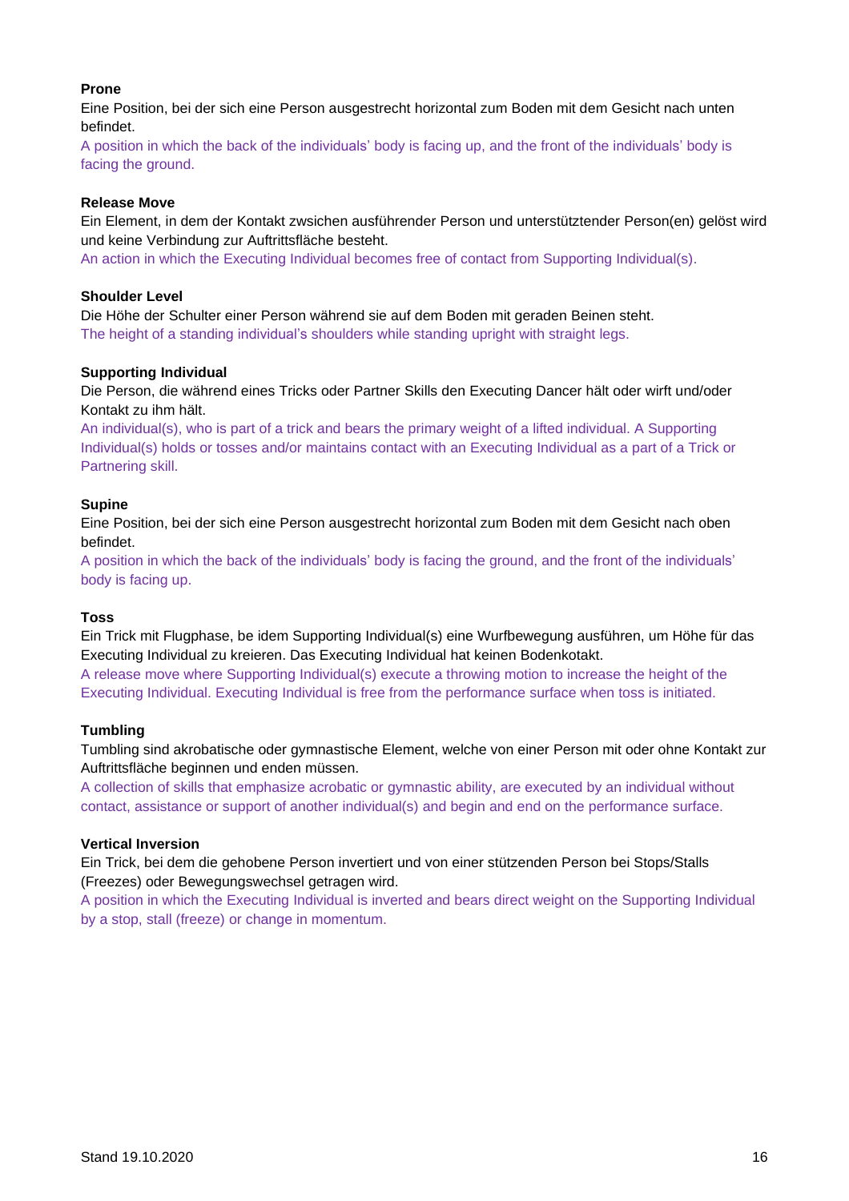**Prone**

Eine Position, bei der sich eine Person ausgestreckt horizontal zum Boden mit dem Gesicht nach unten befindet.

A position in which the back of the individuals' body is facing up, and the front of the individuals' body is facing the ground.

**Release Move**

Ein Element, in dem der Kontakt zwischen ausführender Person und unterstützender Person(en) gelöst wird und keine Verbindung zur Auftrittsfläche besteht.

An action in which the Executing Individual becomes free of contact from Supporting Individual(s).

**Shoulder Level**

Die Höhe der Schulter einer Person während sie auf dem Boden mit geraden Beinen steht.

The height of a standing individual's shoulders while standing upright with straight legs.

**Supporting Individual**

Die Person, die während eines Tricks oder Partner Skills den Executing Dancer hält oder wirft und/oder Kontakt zu ihm hält.

An individual(s), who is part of a trick and bears the primary weight of a lifted individual. A Supporting Individual(s) holds or tosses and/or maintains contact with an Executing Individual as a part of a Trick or Partnering skill.

**Supine**

Eine Position, bei der sich eine Person ausgestreckt horizontal zum Boden mit dem Gesicht nach oben befindet.

A position in which the back of the individuals' body is facing the ground, and the front of the individuals' body is facing up.

**Toss**

Ein Trick mit Flugphase, be idem Supporting Individual(s) eine Wurfbewegung ausführen, um Höhe für das Executing Individual zu kreieren. Das Executing Individual hat keinen Bodenkotakt.

A release move where Supporting Individual(s) execute a throwing motion to increase the height of the Executing Individual. Executing Individual is free from the performance surface when toss is initiated.

**Tumbling**

Tumbling sind akrobatische oder gymnastische Element, welche von einer Person mit oder ohne Kontakt zur Auftrittsfläche beginnen und enden müssen.

A collection of skills that emphasize acrobatic or gymnastic ability, are executed by an individual without contact, assistance or support of another individual(s) and begin and end on the performance surface.

**Vertical Inversion**

Ein Trick, bei dem die gehobene Person invertiert und von einer stützenden Person bei Stops/Stalls (Freezes) oder Bewegungswechsel getragen wird.

A position in which the Executing Individual is inverted and bears direct weight on the Supporting Individual by a stop, stall (freeze) or change in momentum.

Stand 19.10.2020